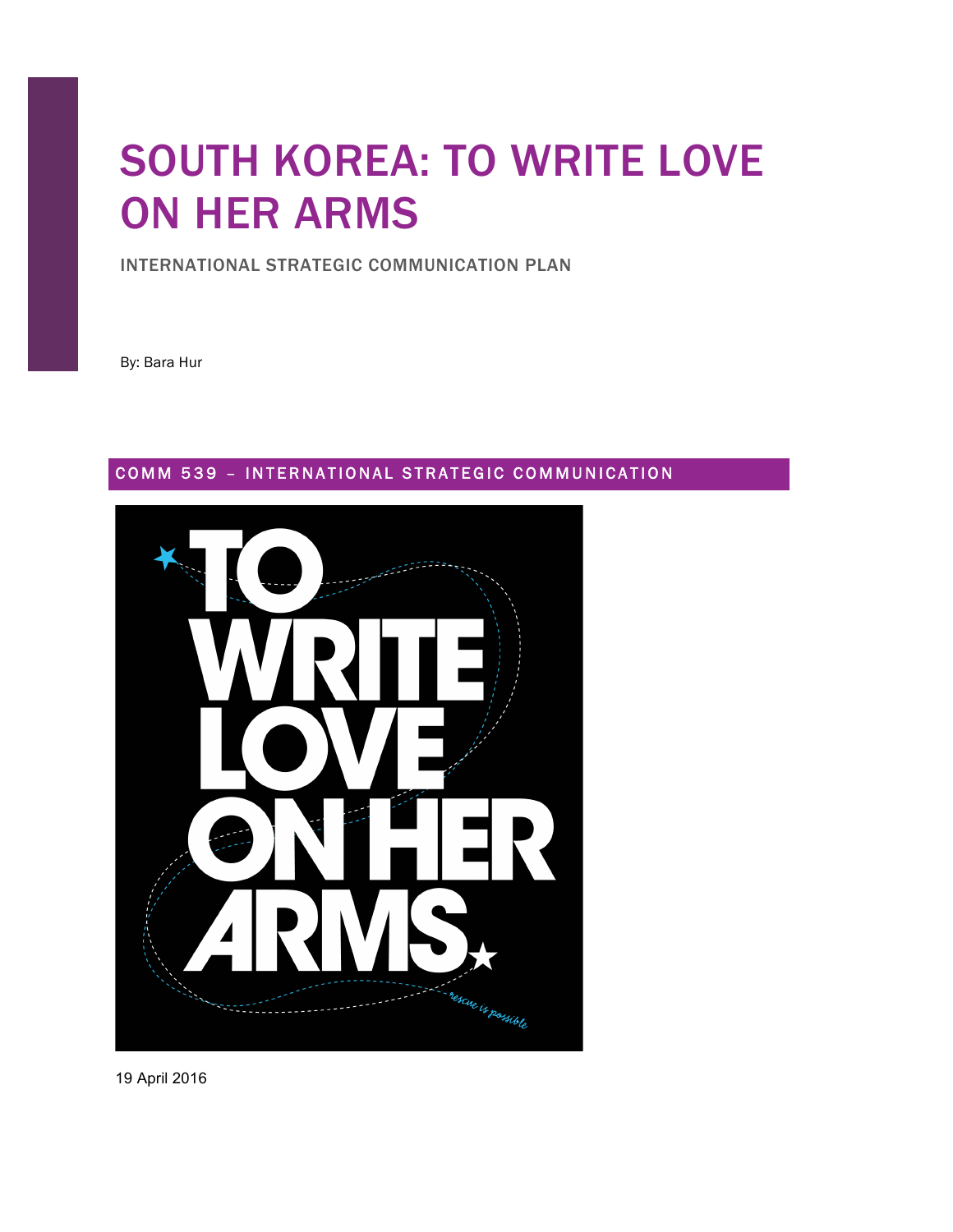# SOUTH KOREA: TO WRITE LOVE ON HER ARMS

INTERNATIONAL STRATEGIC COMMUNICATION PLAN

By: Bara Hur

## COMM 539 – INTERNATIONAL STRATEGIC COMMUNICATION

TO WRITE LOVE ON HER ARMS

rescue is possible

19 April 2016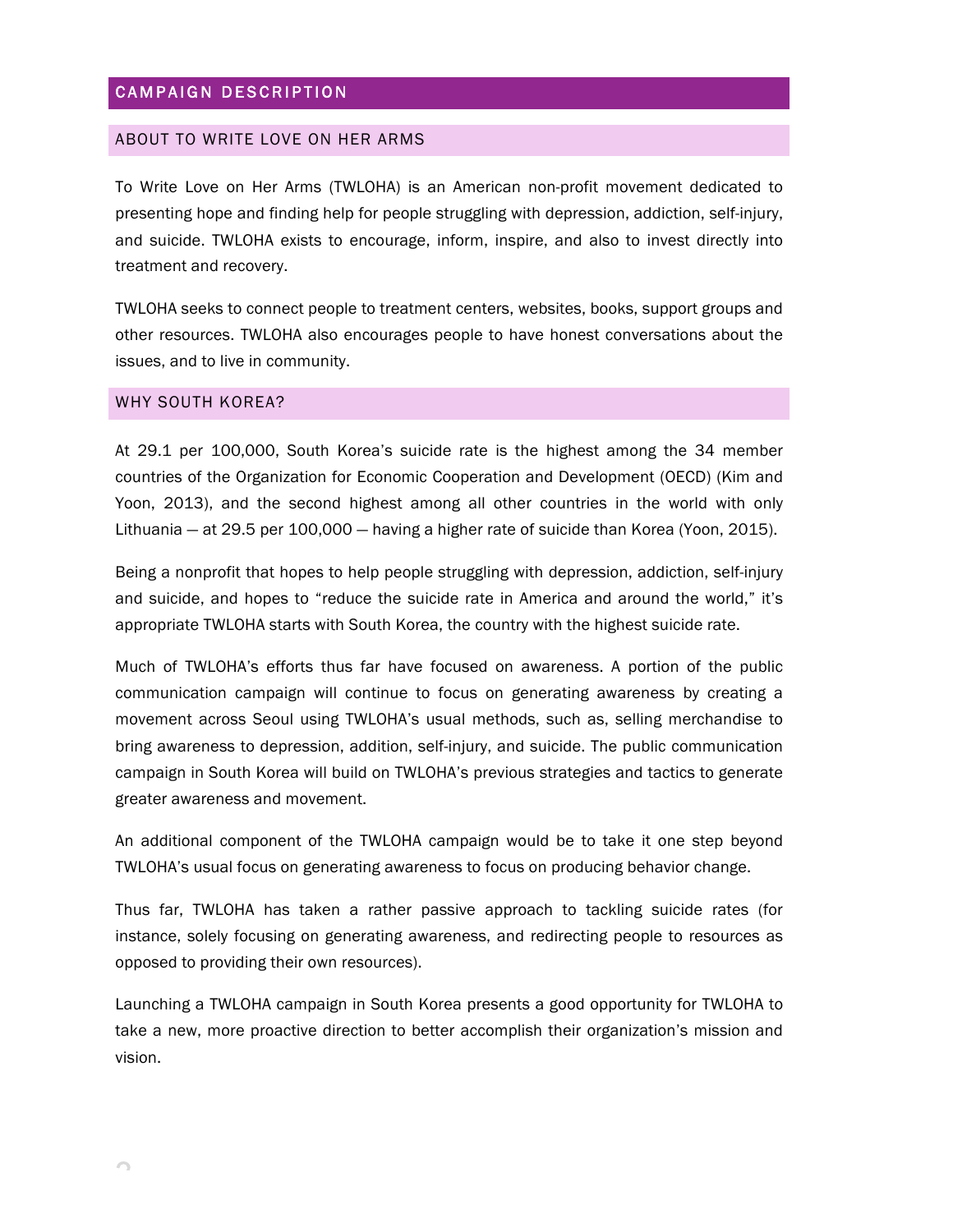## CAMPAIGN DESCRIPTION

### ABOUT TO WRITE LOVE ON HER ARMS

To Write Love on Her Arms (TWLOHA) is an American non-profit movement dedicated to presenting hope and finding help for people struggling with depression, addiction, self-injury, and suicide. TWLOHA exists to encourage, inform, inspire, and also to invest directly into treatment and recovery.

TWLOHA seeks to connect people to treatment centers, websites, books, support groups and other resources. TWLOHA also encourages people to have honest conversations about the issues, and to live in community.

### WHY SOUTH KOREA?

At 29.1 per 100,000, South Korea's suicide rate is the highest among the 34 member countries of the Organization for Economic Cooperation and Development (OECD) (Kim and Yoon, 2013), and the second highest among all other countries in the world with only Lithuania — at 29.5 per 100,000 — having a higher rate of suicide than Korea (Yoon, 2015).

Being a nonprofit that hopes to help people struggling with depression, addiction, self-injury and suicide, and hopes to "reduce the suicide rate in America and around the world," it's appropriate TWLOHA starts with South Korea, the country with the highest suicide rate.

Much of TWLOHA's efforts thus far have focused on awareness. A portion of the public communication campaign will continue to focus on generating awareness by creating a movement across Seoul using TWLOHA's usual methods, such as, selling merchandise to bring awareness to depression, addition, self-injury, and suicide. The public communication campaign in South Korea will build on TWLOHA's previous strategies and tactics to generate greater awareness and movement.

An additional component of the TWLOHA campaign would be to take it one step beyond TWLOHA's usual focus on generating awareness to focus on producing behavior change.

Thus far, TWLOHA has taken a rather passive approach to tackling suicide rates (for instance, solely focusing on generating awareness, and redirecting people to resources as opposed to providing their own resources).

Launching a TWLOHA campaign in South Korea presents a good opportunity for TWLOHA to take a new, more proactive direction to better accomplish their organization's mission and vision.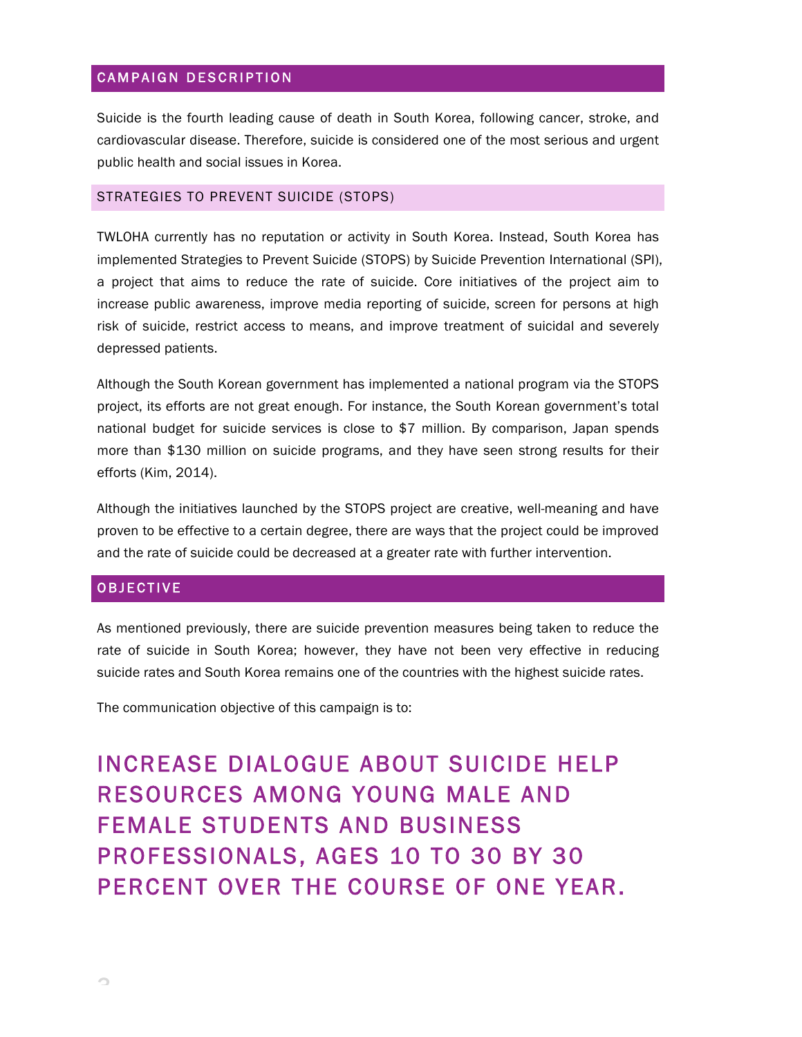## CAMPAIGN DESCRIPTION

Suicide is the fourth leading cause of death in South Korea, following cancer, stroke, and cardiovascular disease. Therefore, suicide is considered one of the most serious and urgent public health and social issues in Korea.

### STRATEGIES TO PREVENT SUICIDE (STOPS)

TWLOHA currently has no reputation or activity in South Korea. Instead, South Korea has implemented Strategies to Prevent Suicide (STOPS) by Suicide Prevention International (SPI), a project that aims to reduce the rate of suicide. Core initiatives of the project aim to increase public awareness, improve media reporting of suicide, screen for persons at high risk of suicide, restrict access to means, and improve treatment of suicidal and severely depressed patients.

Although the South Korean government has implemented a national program via the STOPS project, its efforts are not great enough. For instance, the South Korean government's total national budget for suicide services is close to $7 million. By comparison, Japan spends more than $130 million on suicide programs, and they have seen strong results for their efforts (Kim, 2014).

Although the initiatives launched by the STOPS project are creative, well-meaning and have proven to be effective to a certain degree, there are ways that the project could be improved and the rate of suicide could be decreased at a greater rate with further intervention.

## OBJECTIVE

As mentioned previously, there are suicide prevention measures being taken to reduce the rate of suicide in South Korea; however, they have not been very effective in reducing suicide rates and South Korea remains one of the countries with the highest suicide rates.

The communication objective of this campaign is to:

**INCREASE DIALOGUE ABOUT SUICIDE HELP RESOURCES AMONG YOUNG MALE AND FEMALE STUDENTS AND BUSINESS PROFESSIONALS, AGES 10 TO 30 BY 30 PERCENT OVER THE COURSE OF ONE YEAR.**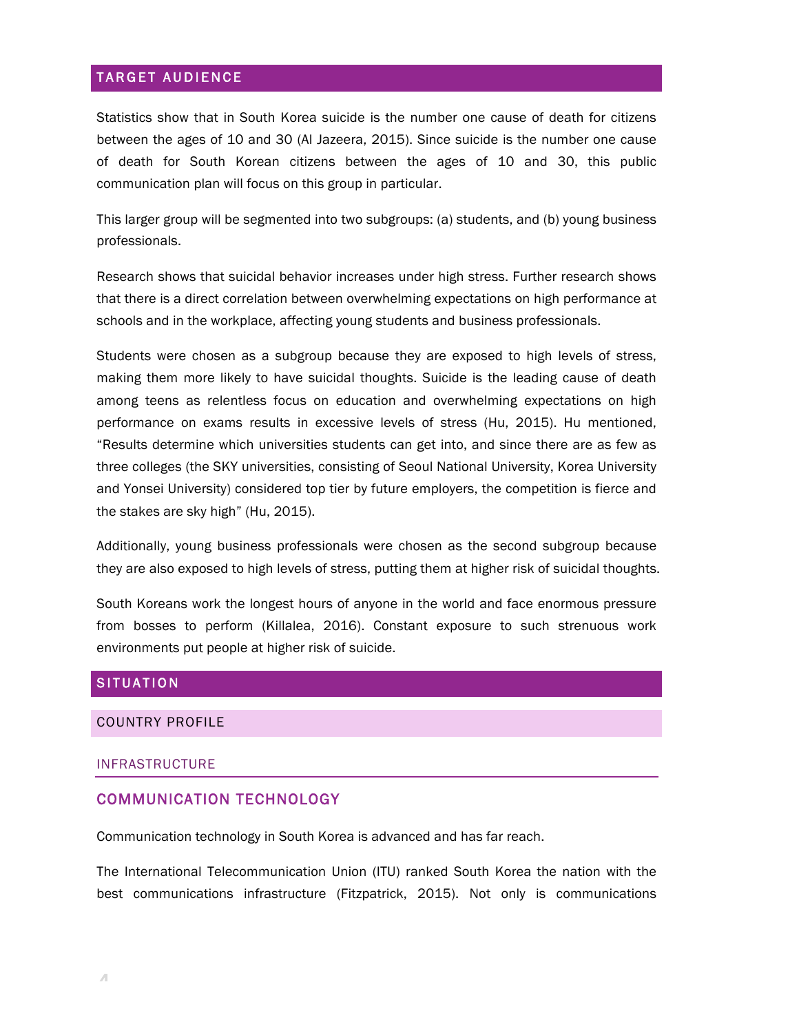## TARGET AUDIENCE

Statistics show that in South Korea suicide is the number one cause of death for citizens between the ages of 10 and 30 (Al Jazeera, 2015). Since suicide is the number one cause of death for South Korean citizens between the ages of 10 and 30, this public communication plan will focus on this group in particular.

This larger group will be segmented into two subgroups: (a) students, and (b) young business professionals.

Research shows that suicidal behavior increases under high stress. Further research shows that there is a direct correlation between overwhelming expectations on high performance at schools and in the workplace, affecting young students and business professionals.

Students were chosen as a subgroup because they are exposed to high levels of stress, making them more likely to have suicidal thoughts. Suicide is the leading cause of death among teens as relentless focus on education and overwhelming expectations on high performance on exams results in excessive levels of stress (Hu, 2015). Hu mentioned, "Results determine which universities students can get into, and since there are as few as three colleges (the SKY universities, consisting of Seoul National University, Korea University and Yonsei University) considered top tier by future employers, the competition is fierce and the stakes are sky high" (Hu, 2015).

Additionally, young business professionals were chosen as the second subgroup because they are also exposed to high levels of stress, putting them at higher risk of suicidal thoughts.

South Koreans work the longest hours of anyone in the world and face enormous pressure from bosses to perform (Killalea, 2016). Constant exposure to such strenuous work environments put people at higher risk of suicide.

## SITUATION

### COUNTRY PROFILE

#### INFRASTRUCTURE

#### COMMUNICATION TECHNOLOGY

Communication technology in South Korea is advanced and has far reach.

The International Telecommunication Union (ITU) ranked South Korea the nation with the best communications infrastructure (Fitzpatrick, 2015). Not only is communications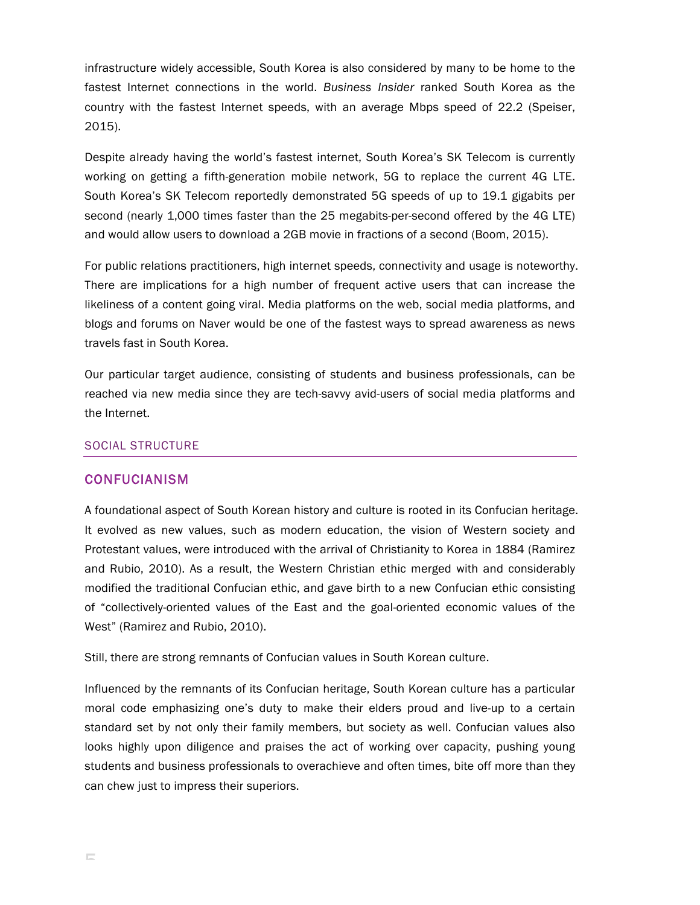infrastructure widely accessible, South Korea is also considered by many to be home to the fastest Internet connections in the world. *Business Insider* ranked South Korea as the country with the fastest Internet speeds, with an average Mbps speed of 22.2 (Speiser, 2015).

Despite already having the world's fastest internet, South Korea's SK Telecom is currently working on getting a fifth-generation mobile network, 5G to replace the current 4G LTE. South Korea's SK Telecom reportedly demonstrated 5G speeds of up to 19.1 gigabits per second (nearly 1,000 times faster than the 25 megabits-per-second offered by the 4G LTE) and would allow users to download a 2GB movie in fractions of a second (Boom, 2015).

For public relations practitioners, high internet speeds, connectivity and usage is noteworthy. There are implications for a high number of frequent active users that can increase the likeliness of a content going viral. Media platforms on the web, social media platforms, and blogs and forums on Naver would be one of the fastest ways to spread awareness as news travels fast in South Korea.

Our particular target audience, consisting of students and business professionals, can be reached via new media since they are tech-savvy avid-users of social media platforms and the Internet.

## SOCIAL STRUCTURE

### CONFUCIANISM

A foundational aspect of South Korean history and culture is rooted in its Confucian heritage. It evolved as new values, such as modern education, the vision of Western society and Protestant values, were introduced with the arrival of Christianity to Korea in 1884 (Ramirez and Rubio, 2010). As a result, the Western Christian ethic merged with and considerably modified the traditional Confucian ethic, and gave birth to a new Confucian ethic consisting of "collectively-oriented values of the East and the goal-oriented economic values of the West" (Ramirez and Rubio, 2010).

Still, there are strong remnants of Confucian values in South Korean culture.

Influenced by the remnants of its Confucian heritage, South Korean culture has a particular moral code emphasizing one's duty to make their elders proud and live-up to a certain standard set by not only their family members, but society as well. Confucian values also looks highly upon diligence and praises the act of working over capacity, pushing young students and business professionals to overachieve and often times, bite off more than they can chew just to impress their superiors.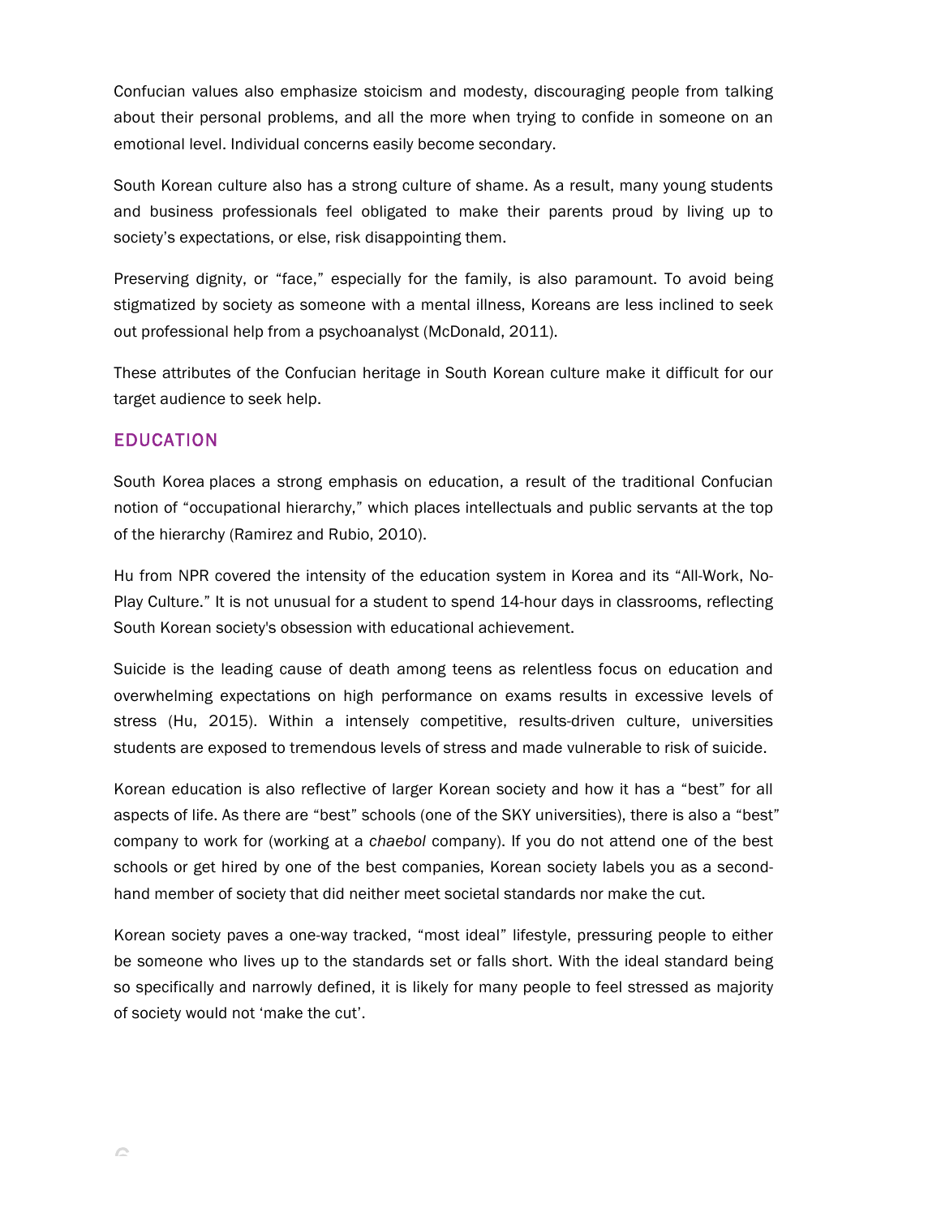Confucian values also emphasize stoicism and modesty, discouraging people from talking about their personal problems, and all the more when trying to confide in someone on an emotional level. Individual concerns easily become secondary.

South Korean culture also has a strong culture of shame. As a result, many young students and business professionals feel obligated to make their parents proud by living up to society's expectations, or else, risk disappointing them.

Preserving dignity, or "face," especially for the family, is also paramount. To avoid being stigmatized by society as someone with a mental illness, Koreans are less inclined to seek out professional help from a psychoanalyst (McDonald, 2011).

These attributes of the Confucian heritage in South Korean culture make it difficult for our target audience to seek help.

## EDUCATION

South Korea places a strong emphasis on education, a result of the traditional Confucian notion of "occupational hierarchy," which places intellectuals and public servants at the top of the hierarchy (Ramirez and Rubio, 2010).

Hu from NPR covered the intensity of the education system in Korea and its "All-Work, No-Play Culture." It is not unusual for a student to spend 14-hour days in classrooms, reflecting South Korean society's obsession with educational achievement.

Suicide is the leading cause of death among teens as relentless focus on education and overwhelming expectations on high performance on exams results in excessive levels of stress (Hu, 2015). Within a intensely competitive, results-driven culture, universities students are exposed to tremendous levels of stress and made vulnerable to risk of suicide.

Korean education is also reflective of larger Korean society and how it has a "best" for all aspects of life. As there are "best" schools (one of the SKY universities), there is also a "best" company to work for (working at a *chaebol* company). If you do not attend one of the best schools or get hired by one of the best companies, Korean society labels you as a second-hand member of society that did neither meet societal standards nor make the cut.

Korean society paves a one-way tracked, "most ideal" lifestyle, pressuring people to either be someone who lives up to the standards set or falls short. With the ideal standard being so specifically and narrowly defined, it is likely for many people to feel stressed as majority of society would not 'make the cut'.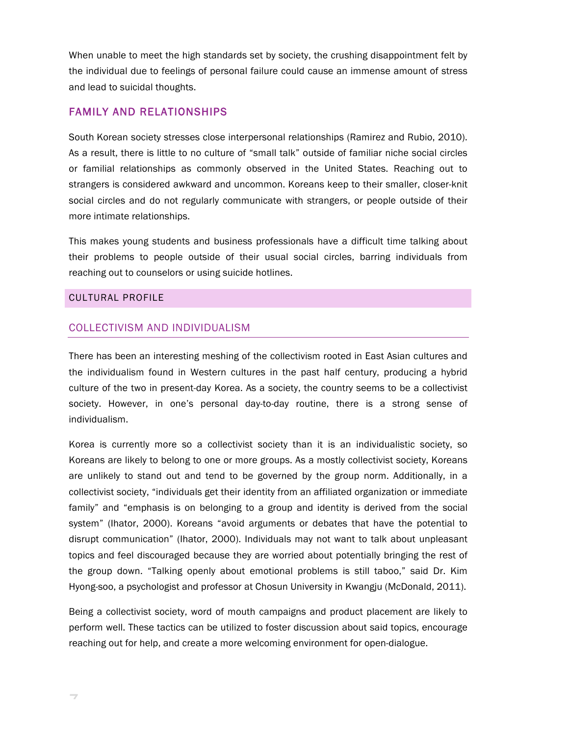When unable to meet the high standards set by society, the crushing disappointment felt by the individual due to feelings of personal failure could cause an immense amount of stress and lead to suicidal thoughts.

### FAMILY AND RELATIONSHIPS

South Korean society stresses close interpersonal relationships (Ramirez and Rubio, 2010). As a result, there is little to no culture of "small talk" outside of familiar niche social circles or familial relationships as commonly observed in the United States. Reaching out to strangers is considered awkward and uncommon. Koreans keep to their smaller, closer-knit social circles and do not regularly communicate with strangers, or people outside of their more intimate relationships.

This makes young students and business professionals have a difficult time talking about their problems to people outside of their usual social circles, barring individuals from reaching out to counselors or using suicide hotlines.

## CULTURAL PROFILE

### COLLECTIVISM AND INDIVIDUALISM

There has been an interesting meshing of the collectivism rooted in East Asian cultures and the individualism found in Western cultures in the past half century, producing a hybrid culture of the two in present-day Korea. As a society, the country seems to be a collectivist society. However, in one's personal day-to-day routine, there is a strong sense of individualism.

Korea is currently more so a collectivist society than it is an individualistic society, so Koreans are likely to belong to one or more groups. As a mostly collectivist society, Koreans are unlikely to stand out and tend to be governed by the group norm. Additionally, in a collectivist society, "individuals get their identity from an affiliated organization or immediate family" and "emphasis is on belonging to a group and identity is derived from the social system" (Ihator, 2000). Koreans "avoid arguments or debates that have the potential to disrupt communication" (Ihator, 2000). Individuals may not want to talk about unpleasant topics and feel discouraged because they are worried about potentially bringing the rest of the group down. "Talking openly about emotional problems is still taboo," said Dr. Kim Hyong-soo, a psychologist and professor at Chosun University in Kwangju (McDonald, 2011).

Being a collectivist society, word of mouth campaigns and product placement are likely to perform well. These tactics can be utilized to foster discussion about said topics, encourage reaching out for help, and create a more welcoming environment for open-dialogue.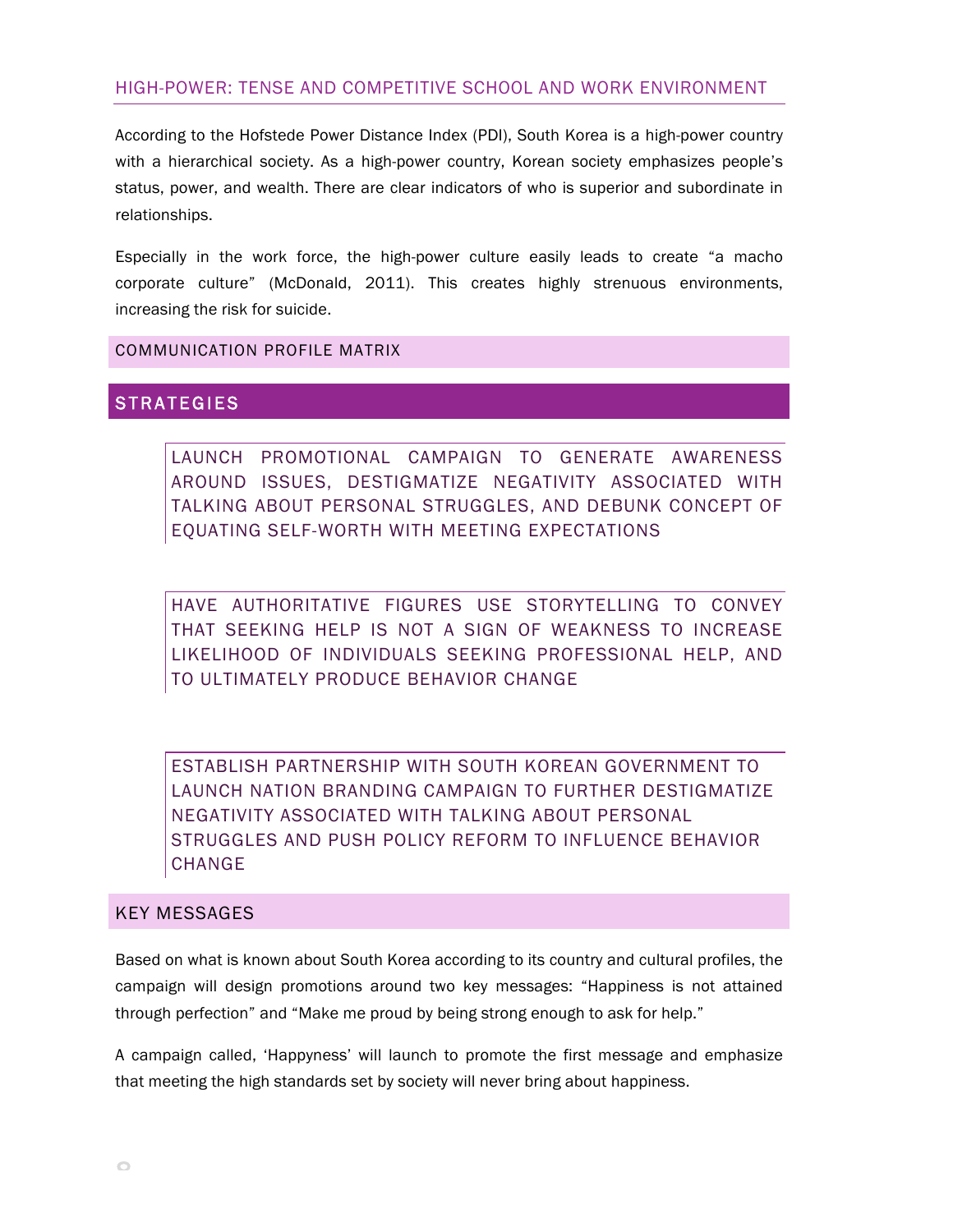### HIGH-POWER: TENSE AND COMPETITIVE SCHOOL AND WORK ENVIRONMENT

According to the Hofstede Power Distance Index (PDI), South Korea is a high-power country with a hierarchical society. As a high-power country, Korean society emphasizes people's status, power, and wealth. There are clear indicators of who is superior and subordinate in relationships.

Especially in the work force, the high-power culture easily leads to create "a macho corporate culture" (McDonald, 2011). This creates highly strenuous environments, increasing the risk for suicide.

### COMMUNICATION PROFILE MATRIX

## STRATEGIES

> LAUNCH PROMOTIONAL CAMPAIGN TO GENERATE AWARENESS AROUND ISSUES, DESTIGMATIZE NEGATIVITY ASSOCIATED WITH TALKING ABOUT PERSONAL STRUGGLES, AND DEBUNK CONCEPT OF EQUATING SELF-WORTH WITH MEETING EXPECTATIONS

> HAVE AUTHORITATIVE FIGURES USE STORYTELLING TO CONVEY THAT SEEKING HELP IS NOT A SIGN OF WEAKNESS TO INCREASE LIKELIHOOD OF INDIVIDUALS SEEKING PROFESSIONAL HELP, AND TO ULTIMATELY PRODUCE BEHAVIOR CHANGE

> ESTABLISH PARTNERSHIP WITH SOUTH KOREAN GOVERNMENT TO LAUNCH NATION BRANDING CAMPAIGN TO FURTHER DESTIGMATIZE NEGATIVITY ASSOCIATED WITH TALKING ABOUT PERSONAL STRUGGLES AND PUSH POLICY REFORM TO INFLUENCE BEHAVIOR CHANGE

### KEY MESSAGES

Based on what is known about South Korea according to its country and cultural profiles, the campaign will design promotions around two key messages: "Happiness is not attained through perfection" and "Make me proud by being strong enough to ask for help."

A campaign called, 'Happyness' will launch to promote the first message and emphasize that meeting the high standards set by society will never bring about happiness.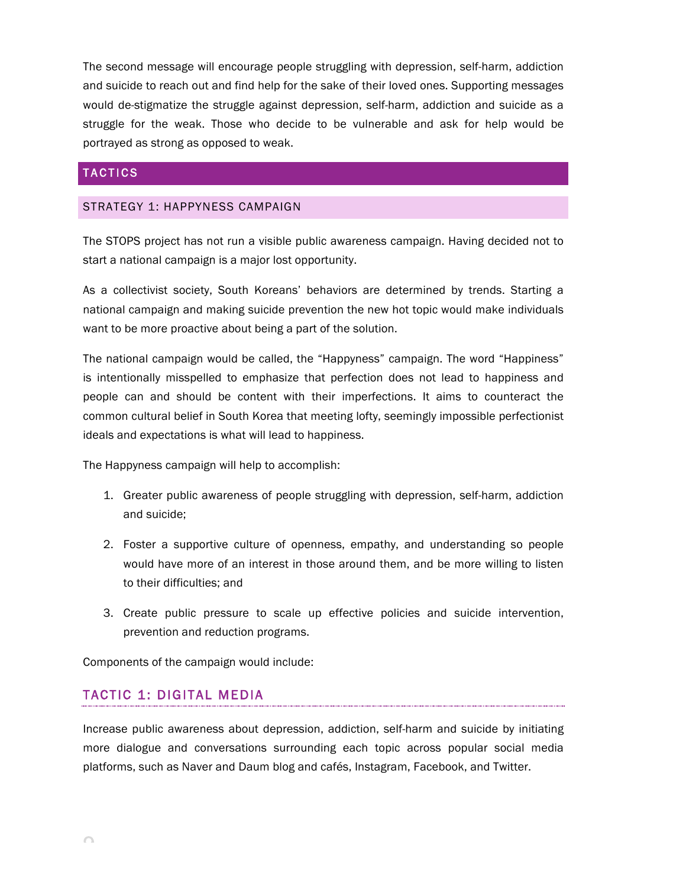The second message will encourage people struggling with depression, self-harm, addiction and suicide to reach out and find help for the sake of their loved ones. Supporting messages would de-stigmatize the struggle against depression, self-harm, addiction and suicide as a struggle for the weak. Those who decide to be vulnerable and ask for help would be portrayed as strong as opposed to weak.

## TACTICS

### STRATEGY 1: HAPPYNESS CAMPAIGN

The STOPS project has not run a visible public awareness campaign. Having decided not to start a national campaign is a major lost opportunity.

As a collectivist society, South Koreans' behaviors are determined by trends. Starting a national campaign and making suicide prevention the new hot topic would make individuals want to be more proactive about being a part of the solution.

The national campaign would be called, the "Happyness" campaign. The word "Happiness" is intentionally misspelled to emphasize that perfection does not lead to happiness and people can and should be content with their imperfections. It aims to counteract the common cultural belief in South Korea that meeting lofty, seemingly impossible perfectionist ideals and expectations is what will lead to happiness.

The Happyness campaign will help to accomplish:

1. Greater public awareness of people struggling with depression, self-harm, addiction and suicide;
2. Foster a supportive culture of openness, empathy, and understanding so people would have more of an interest in those around them, and be more willing to listen to their difficulties; and
3. Create public pressure to scale up effective policies and suicide intervention, prevention and reduction programs.

Components of the campaign would include:

#### TACTIC 1: DIGITAL MEDIA

Increase public awareness about depression, addiction, self-harm and suicide by initiating more dialogue and conversations surrounding each topic across popular social media platforms, such as Naver and Daum blog and cafés, Instagram, Facebook, and Twitter.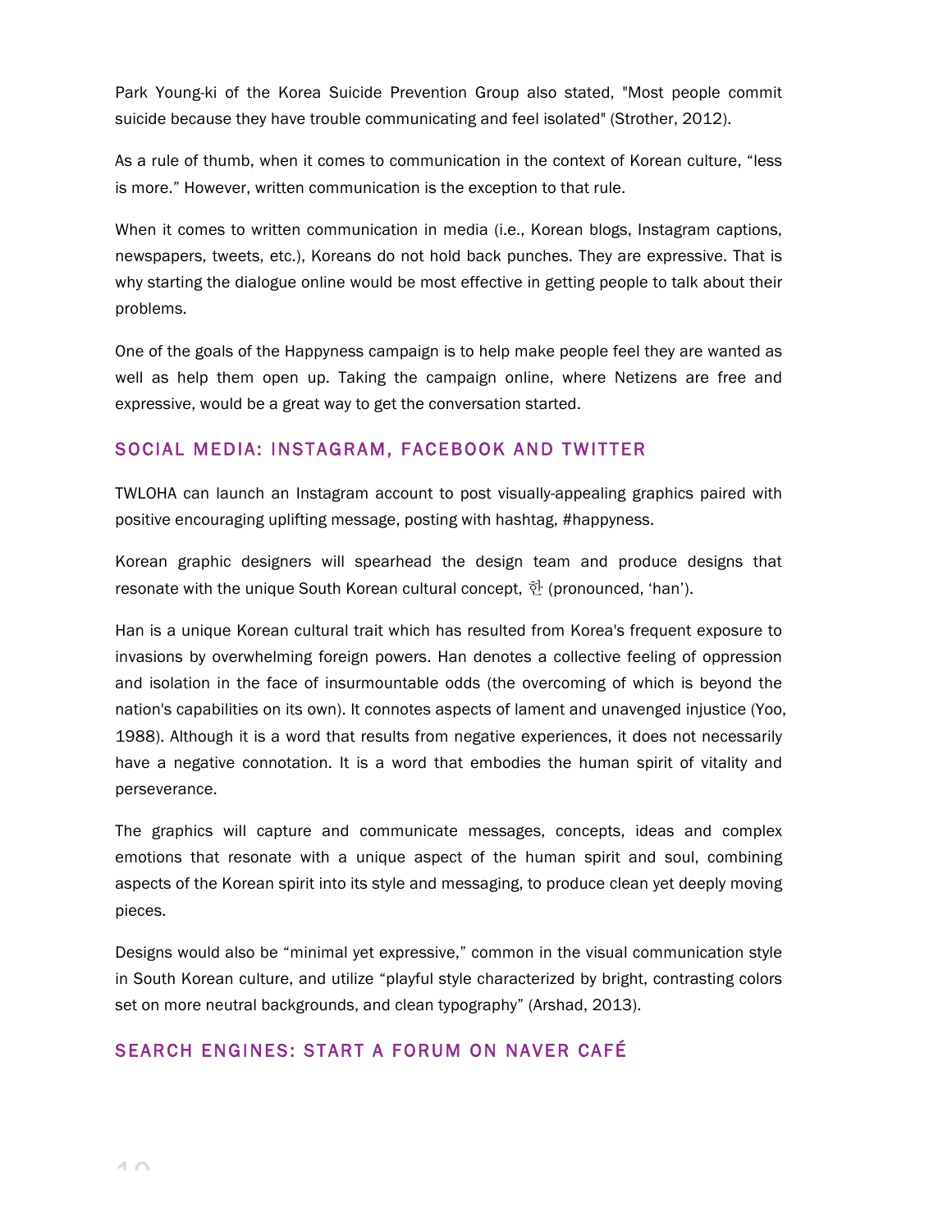Park Young-ki of the Korea Suicide Prevention Group also stated, "Most people commit suicide because they have trouble communicating and feel isolated" (Strother, 2012).

As a rule of thumb, when it comes to communication in the context of Korean culture, “less is more.” However, written communication is the exception to that rule.

When it comes to written communication in media (i.e., Korean blogs, Instagram captions, newspapers, tweets, etc.), Koreans do not hold back punches. They are expressive. That is why starting the dialogue online would be most effective in getting people to talk about their problems.

One of the goals of the Happyness campaign is to help make people feel they are wanted as well as help them open up. Taking the campaign online, where Netizens are free and expressive, would be a great way to get the conversation started.

## SOCIAL MEDIA: INSTAGRAM, FACEBOOK AND TWITTER

TWLOHA can launch an Instagram account to post visually-appealing graphics paired with positive encouraging uplifting message, posting with hashtag, #happyness.

Korean graphic designers will spearhead the design team and produce designs that resonate with the unique South Korean cultural concept, 한 (pronounced, ‘han’).

Han is a unique Korean cultural trait which has resulted from Korea's frequent exposure to invasions by overwhelming foreign powers. Han denotes a collective feeling of oppression and isolation in the face of insurmountable odds (the overcoming of which is beyond the nation's capabilities on its own). It connotes aspects of lament and unavenged injustice (Yoo, 1988). Although it is a word that results from negative experiences, it does not necessarily have a negative connotation. It is a word that embodies the human spirit of vitality and perseverance.

The graphics will capture and communicate messages, concepts, ideas and complex emotions that resonate with a unique aspect of the human spirit and soul, combining aspects of the Korean spirit into its style and messaging, to produce clean yet deeply moving pieces.

Designs would also be “minimal yet expressive,” common in the visual communication style in South Korean culture, and utilize “playful style characterized by bright, contrasting colors set on more neutral backgrounds, and clean typography” (Arshad, 2013).

## SEARCH ENGINES: START A FORUM ON NAVER CAFÉ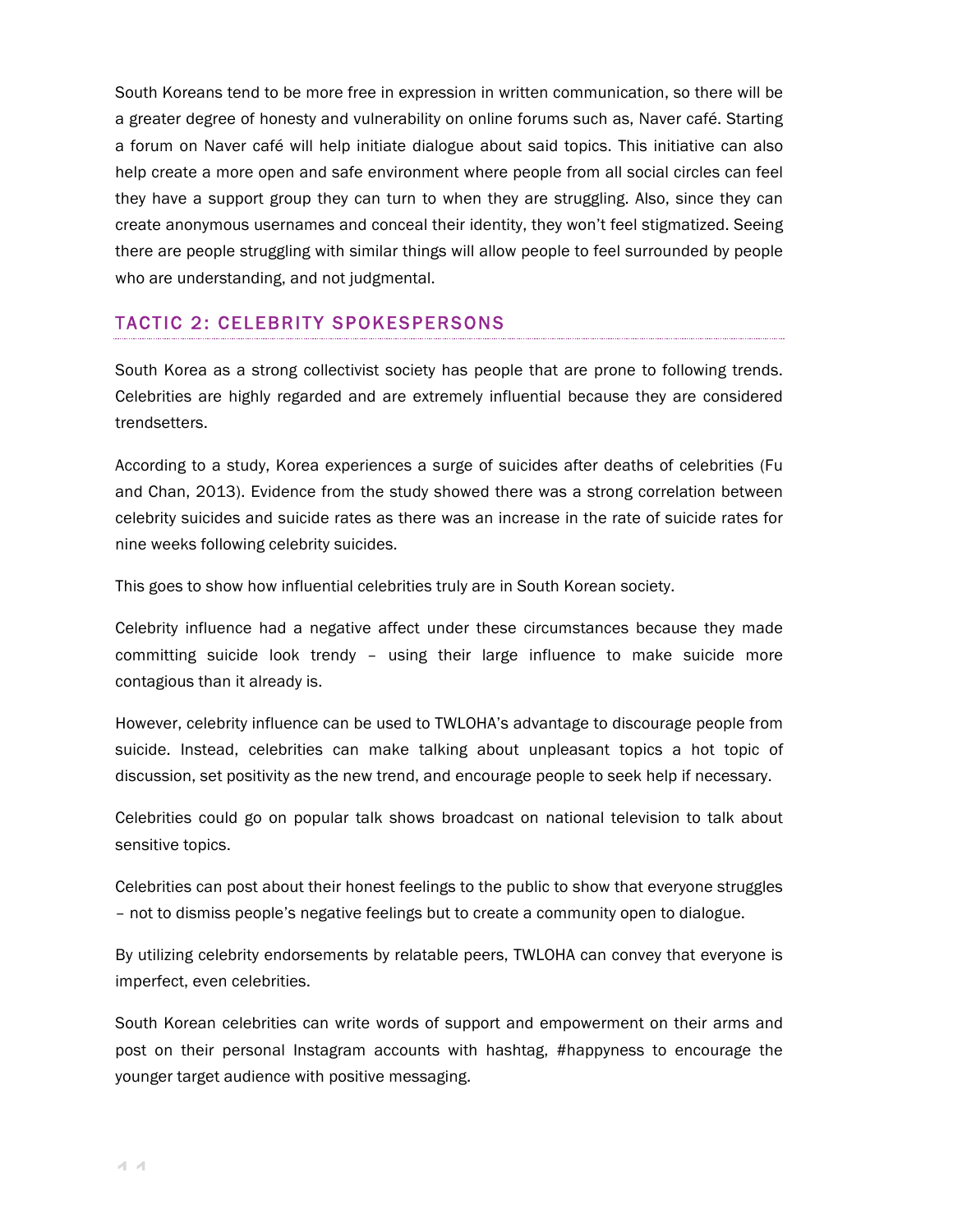South Koreans tend to be more free in expression in written communication, so there will be a greater degree of honesty and vulnerability on online forums such as, Naver café. Starting a forum on Naver café will help initiate dialogue about said topics. This initiative can also help create a more open and safe environment where people from all social circles can feel they have a support group they can turn to when they are struggling. Also, since they can create anonymous usernames and conceal their identity, they won't feel stigmatized. Seeing there are people struggling with similar things will allow people to feel surrounded by people who are understanding, and not judgmental.

## TACTIC 2: CELEBRITY SPOKESPERSONS

South Korea as a strong collectivist society has people that are prone to following trends. Celebrities are highly regarded and are extremely influential because they are considered trendsetters.

According to a study, Korea experiences a surge of suicides after deaths of celebrities (Fu and Chan, 2013). Evidence from the study showed there was a strong correlation between celebrity suicides and suicide rates as there was an increase in the rate of suicide rates for nine weeks following celebrity suicides.

This goes to show how influential celebrities truly are in South Korean society.

Celebrity influence had a negative affect under these circumstances because they made committing suicide look trendy – using their large influence to make suicide more contagious than it already is.

However, celebrity influence can be used to TWLOHA's advantage to discourage people from suicide. Instead, celebrities can make talking about unpleasant topics a hot topic of discussion, set positivity as the new trend, and encourage people to seek help if necessary.

Celebrities could go on popular talk shows broadcast on national television to talk about sensitive topics.

Celebrities can post about their honest feelings to the public to show that everyone struggles – not to dismiss people's negative feelings but to create a community open to dialogue.

By utilizing celebrity endorsements by relatable peers, TWLOHA can convey that everyone is imperfect, even celebrities.

South Korean celebrities can write words of support and empowerment on their arms and post on their personal Instagram accounts with hashtag, #happyness to encourage the younger target audience with positive messaging.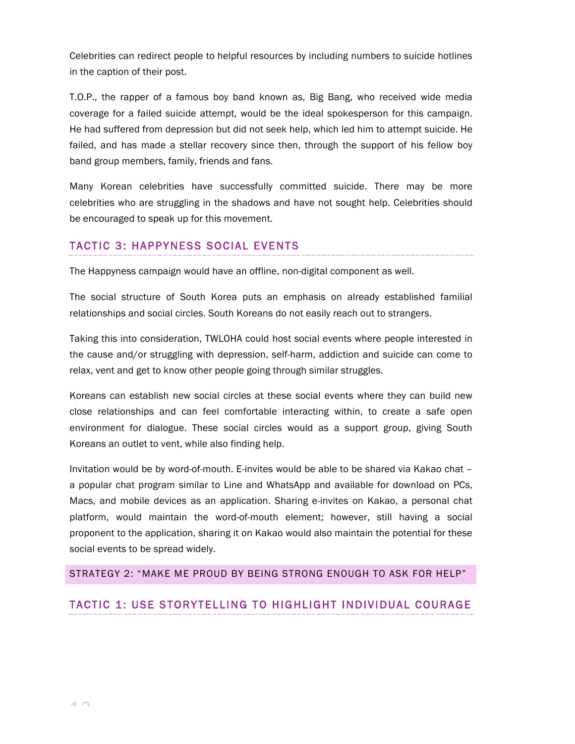Celebrities can redirect people to helpful resources by including numbers to suicide hotlines in the caption of their post.

T.O.P., the rapper of a famous boy band known as, Big Bang, who received wide media coverage for a failed suicide attempt, would be the ideal spokesperson for this campaign. He had suffered from depression but did not seek help, which led him to attempt suicide. He failed, and has made a stellar recovery since then, through the support of his fellow boy band group members, family, friends and fans.

Many Korean celebrities have successfully committed suicide. There may be more celebrities who are struggling in the shadows and have not sought help. Celebrities should be encouraged to speak up for this movement.

### TACTIC 3: HAPPYNESS SOCIAL EVENTS

The Happyness campaign would have an offline, non-digital component as well.

The social structure of South Korea puts an emphasis on already established familial relationships and social circles. South Koreans do not easily reach out to strangers.

Taking this into consideration, TWLOHA could host social events where people interested in the cause and/or struggling with depression, self-harm, addiction and suicide can come to relax, vent and get to know other people going through similar struggles.

Koreans can establish new social circles at these social events where they can build new close relationships and can feel comfortable interacting within, to create a safe open environment for dialogue. These social circles would as a support group, giving South Koreans an outlet to vent, while also finding help.

Invitation would be by word-of-mouth. E-invites would be able to be shared via Kakao chat – a popular chat program similar to Line and WhatsApp and available for download on PCs, Macs, and mobile devices as an application. Sharing e-invites on Kakao, a personal chat platform, would maintain the word-of-mouth element; however, still having a social proponent to the application, sharing it on Kakao would also maintain the potential for these social events to be spread widely.

## STRATEGY 2: "MAKE ME PROUD BY BEING STRONG ENOUGH TO ASK FOR HELP"

### TACTIC 1: USE STORYTELLING TO HIGHLIGHT INDIVIDUAL COURAGE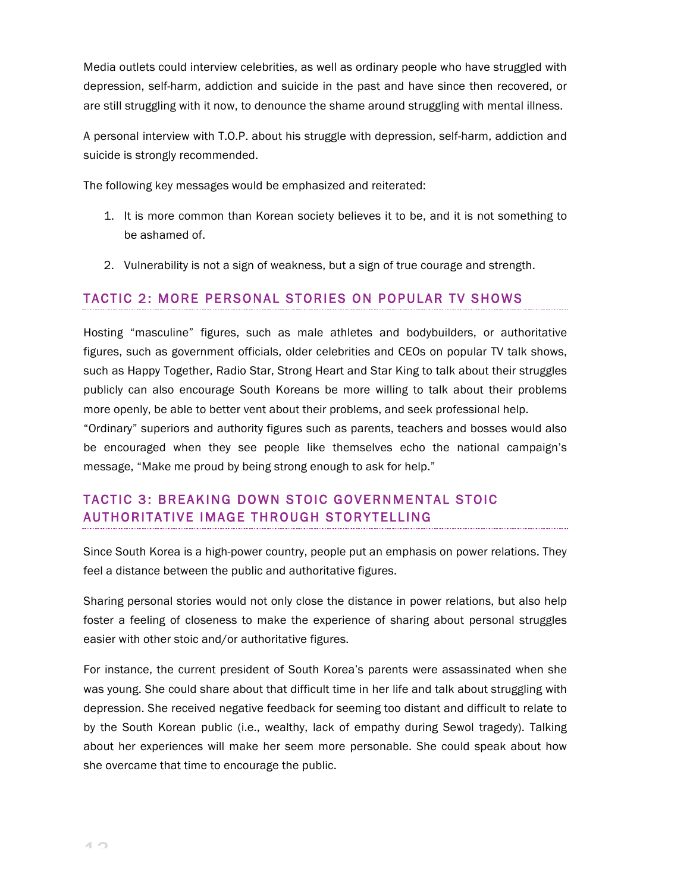Media outlets could interview celebrities, as well as ordinary people who have struggled with depression, self-harm, addiction and suicide in the past and have since then recovered, or are still struggling with it now, to denounce the shame around struggling with mental illness.

A personal interview with T.O.P. about his struggle with depression, self-harm, addiction and suicide is strongly recommended.

The following key messages would be emphasized and reiterated:

1. It is more common than Korean society believes it to be, and it is not something to be ashamed of.
2. Vulnerability is not a sign of weakness, but a sign of true courage and strength.

## TACTIC 2: MORE PERSONAL STORIES ON POPULAR TV SHOWS

Hosting "masculine" figures, such as male athletes and bodybuilders, or authoritative figures, such as government officials, older celebrities and CEOs on popular TV talk shows, such as Happy Together, Radio Star, Strong Heart and Star King to talk about their struggles publicly can also encourage South Koreans be more willing to talk about their problems more openly, be able to better vent about their problems, and seek professional help. "Ordinary" superiors and authority figures such as parents, teachers and bosses would also be encouraged when they see people like themselves echo the national campaign's message, "Make me proud by being strong enough to ask for help."

## TACTIC 3: BREAKING DOWN STOIC GOVERNMENTAL STOIC AUTHORITATIVE IMAGE THROUGH STORYTELLING

Since South Korea is a high-power country, people put an emphasis on power relations. They feel a distance between the public and authoritative figures.

Sharing personal stories would not only close the distance in power relations, but also help foster a feeling of closeness to make the experience of sharing about personal struggles easier with other stoic and/or authoritative figures.

For instance, the current president of South Korea's parents were assassinated when she was young. She could share about that difficult time in her life and talk about struggling with depression. She received negative feedback for seeming too distant and difficult to relate to by the South Korean public (i.e., wealthy, lack of empathy during Sewol tragedy). Talking about her experiences will make her seem more personable. She could speak about how she overcame that time to encourage the public.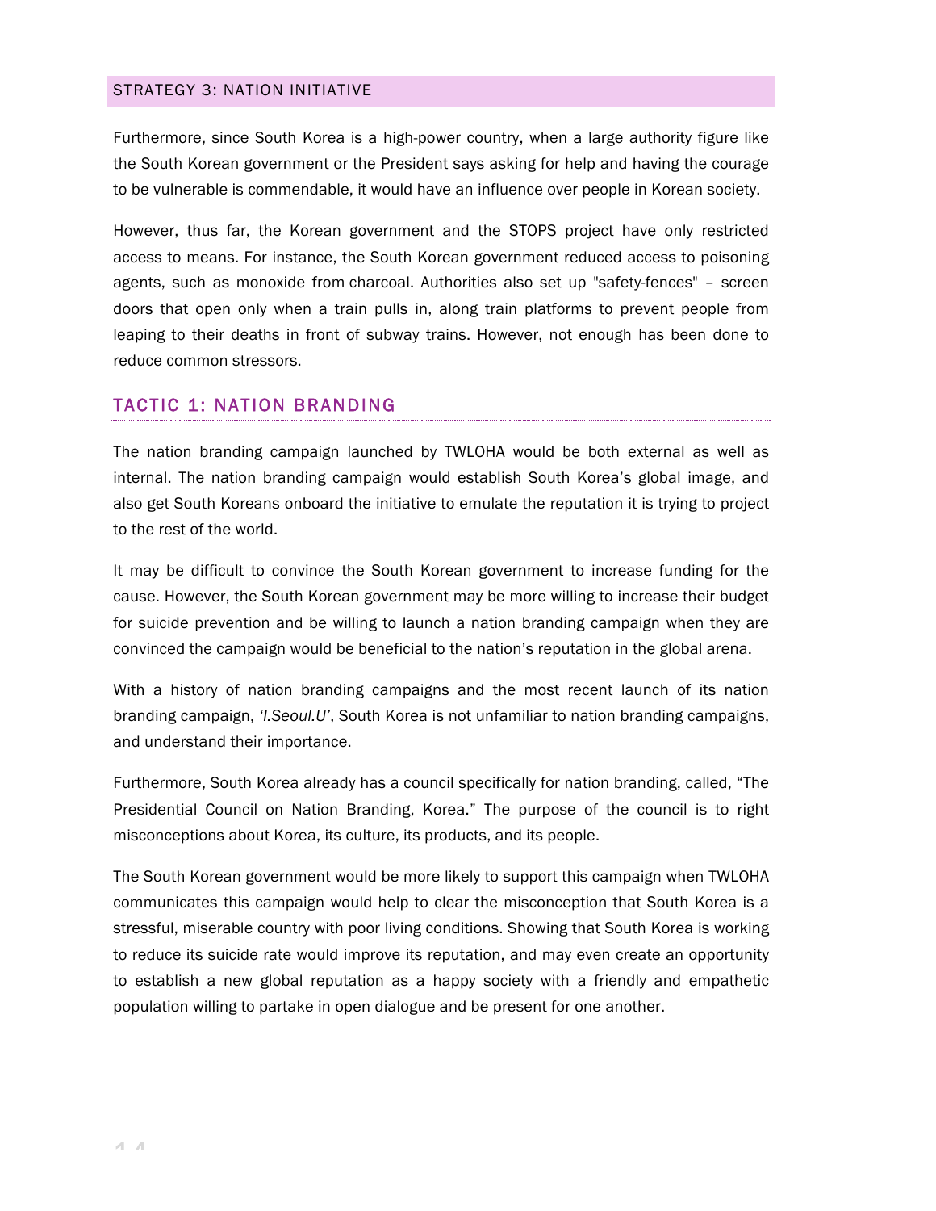## STRATEGY 3: NATION INITIATIVE

Furthermore, since South Korea is a high-power country, when a large authority figure like the South Korean government or the President says asking for help and having the courage to be vulnerable is commendable, it would have an influence over people in Korean society.

However, thus far, the Korean government and the STOPS project have only restricted access to means. For instance, the South Korean government reduced access to poisoning agents, such as monoxide from charcoal. Authorities also set up "safety-fences" – screen doors that open only when a train pulls in, along train platforms to prevent people from leaping to their deaths in front of subway trains. However, not enough has been done to reduce common stressors.

### TACTIC 1: NATION BRANDING

The nation branding campaign launched by TWLOHA would be both external as well as internal. The nation branding campaign would establish South Korea's global image, and also get South Koreans onboard the initiative to emulate the reputation it is trying to project to the rest of the world.

It may be difficult to convince the South Korean government to increase funding for the cause. However, the South Korean government may be more willing to increase their budget for suicide prevention and be willing to launch a nation branding campaign when they are convinced the campaign would be beneficial to the nation's reputation in the global arena.

With a history of nation branding campaigns and the most recent launch of its nation branding campaign, *'I.Seoul.U'*, South Korea is not unfamiliar to nation branding campaigns, and understand their importance.

Furthermore, South Korea already has a council specifically for nation branding, called, "The Presidential Council on Nation Branding, Korea." The purpose of the council is to right misconceptions about Korea, its culture, its products, and its people.

The South Korean government would be more likely to support this campaign when TWLOHA communicates this campaign would help to clear the misconception that South Korea is a stressful, miserable country with poor living conditions. Showing that South Korea is working to reduce its suicide rate would improve its reputation, and may even create an opportunity to establish a new global reputation as a happy society with a friendly and empathetic population willing to partake in open dialogue and be present for one another.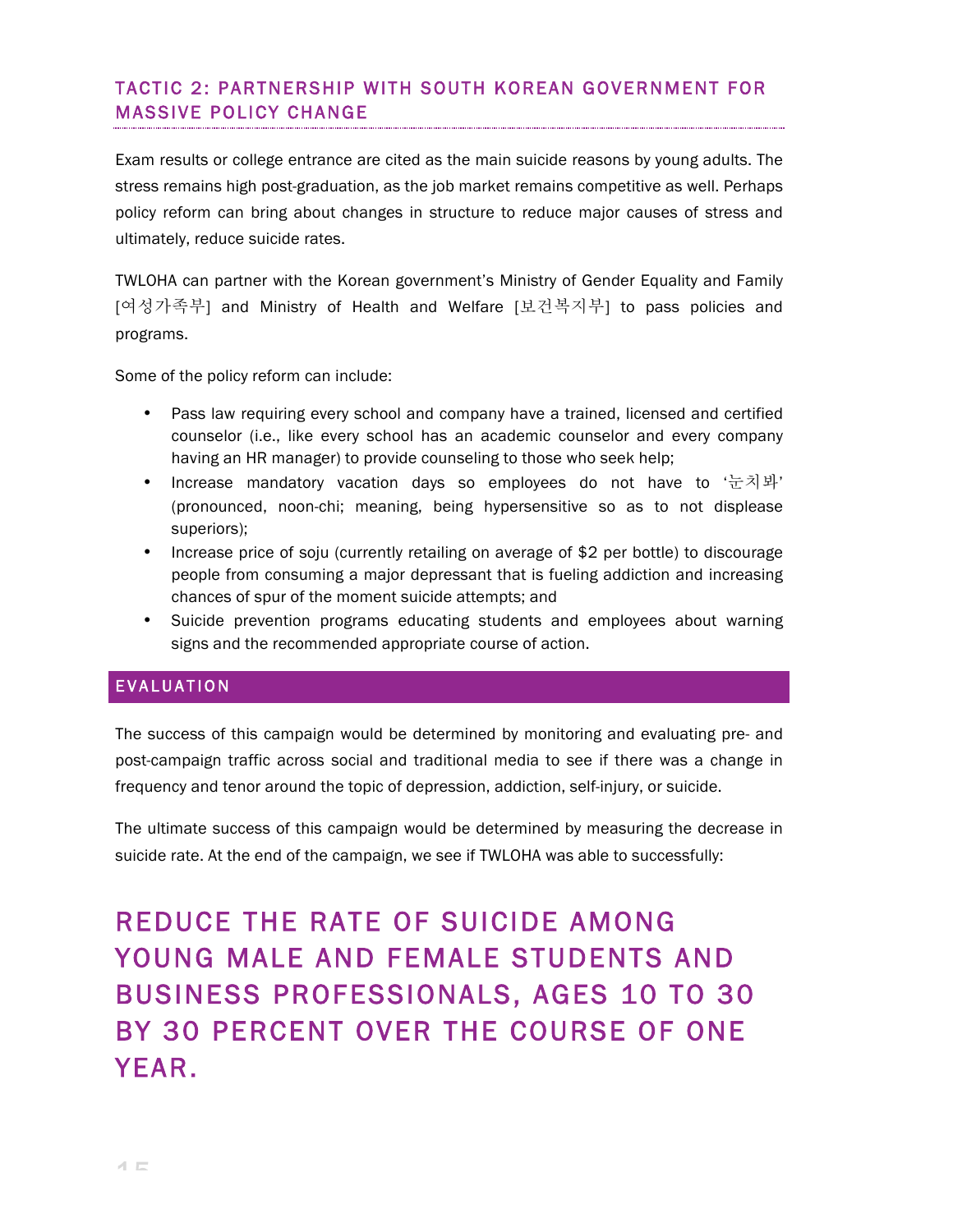### TACTIC 2: PARTNERSHIP WITH SOUTH KOREAN GOVERNMENT FOR MASSIVE POLICY CHANGE

Exam results or college entrance are cited as the main suicide reasons by young adults. The stress remains high post-graduation, as the job market remains competitive as well. Perhaps policy reform can bring about changes in structure to reduce major causes of stress and ultimately, reduce suicide rates.

TWLOHA can partner with the Korean government's Ministry of Gender Equality and Family [여성가족부] and Ministry of Health and Welfare [보건복지부] to pass policies and programs.

Some of the policy reform can include:

- Pass law requiring every school and company have a trained, licensed and certified counselor (i.e., like every school has an academic counselor and every company having an HR manager) to provide counseling to those who seek help;
- Increase mandatory vacation days so employees do not have to '눈치봐' (pronounced, noon-chi; meaning, being hypersensitive so as to not displease superiors);
- Increase price of soju (currently retailing on average of $2 per bottle) to discourage people from consuming a major depressant that is fueling addiction and increasing chances of spur of the moment suicide attempts; and
- Suicide prevention programs educating students and employees about warning signs and the recommended appropriate course of action.

## EVALUATION

The success of this campaign would be determined by monitoring and evaluating pre- and post-campaign traffic across social and traditional media to see if there was a change in frequency and tenor around the topic of depression, addiction, self-injury, or suicide.

The ultimate success of this campaign would be determined by measuring the decrease in suicide rate. At the end of the campaign, we see if TWLOHA was able to successfully:

# REDUCE THE RATE OF SUICIDE AMONG YOUNG MALE AND FEMALE STUDENTS AND BUSINESS PROFESSIONALS, AGES 10 TO 30 BY 30 PERCENT OVER THE COURSE OF ONE YEAR.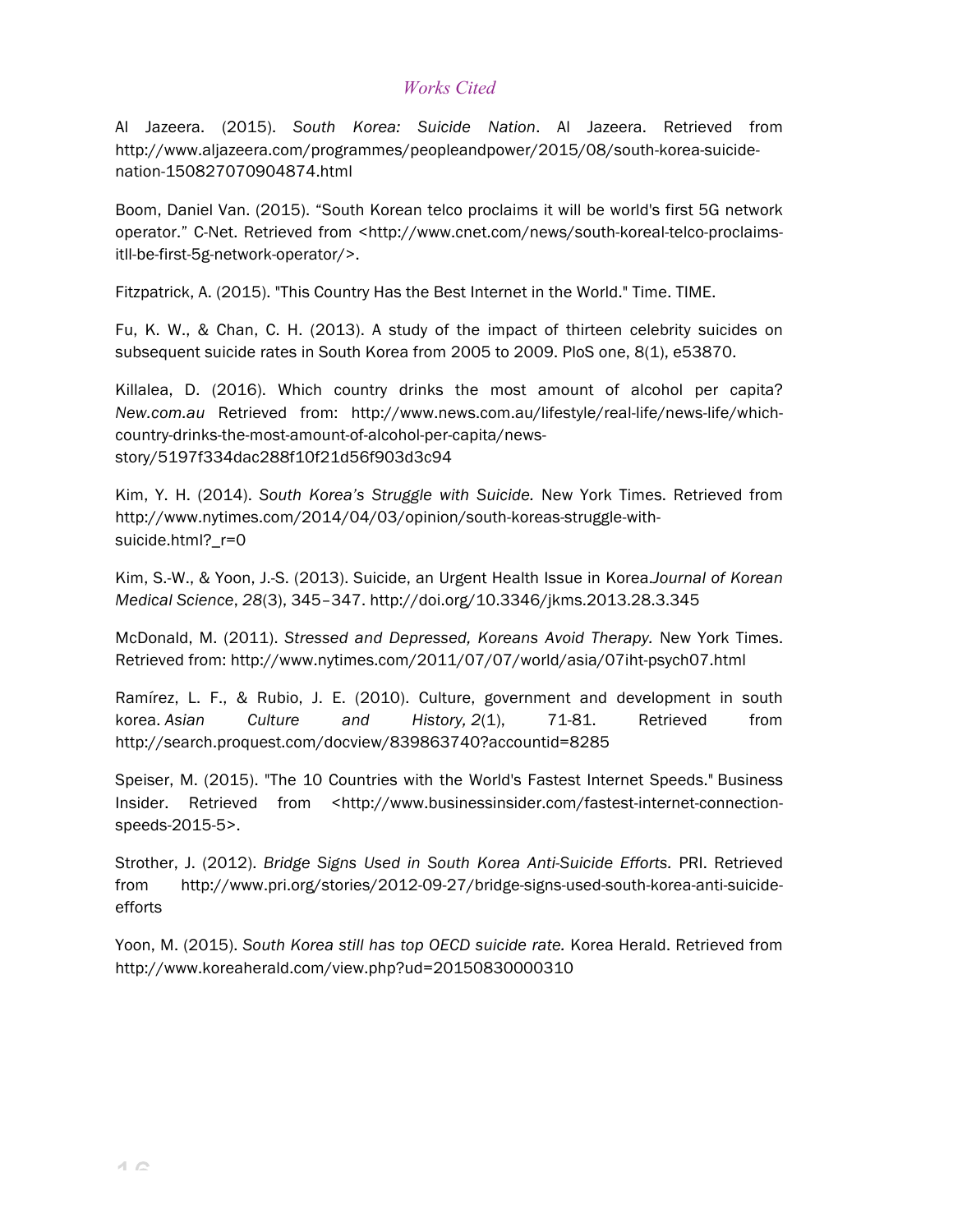## *Works Cited*

Al Jazeera. (2015). *South Korea: Suicide Nation*. Al Jazeera. Retrieved from http://www.aljazeera.com/programmes/peopleandpower/2015/08/south-korea-suicide-nation-150827070904874.html

Boom, Daniel Van. (2015). "South Korean telco proclaims it will be world's first 5G network operator." C-Net. Retrieved from <http://www.cnet.com/news/south-koreal-telco-proclaims-itll-be-first-5g-network-operator/>.

Fitzpatrick, A. (2015). "This Country Has the Best Internet in the World." Time. TIME.

Fu, K. W., & Chan, C. H. (2013). A study of the impact of thirteen celebrity suicides on subsequent suicide rates in South Korea from 2005 to 2009. PloS one, 8(1), e53870.

Killalea, D. (2016). Which country drinks the most amount of alcohol per capita? *New.com.au* Retrieved from: http://www.news.com.au/lifestyle/real-life/news-life/which-country-drinks-the-most-amount-of-alcohol-per-capita/news-story/5197f334dac288f10f21d56f903d3c94

Kim, Y. H. (2014). *South Korea's Struggle with Suicide.* New York Times. Retrieved from http://www.nytimes.com/2014/04/03/opinion/south-koreas-struggle-with-suicide.html?_r=0

Kim, S.-W., & Yoon, J.-S. (2013). Suicide, an Urgent Health Issue in Korea.*Journal of Korean Medical Science*, *28*(3), 345–347. http://doi.org/10.3346/jkms.2013.28.3.345

McDonald, M. (2011). *Stressed and Depressed, Koreans Avoid Therapy.* New York Times. Retrieved from: http://www.nytimes.com/2011/07/07/world/asia/07iht-psych07.html

Ramírez, L. F., & Rubio, J. E. (2010). Culture, government and development in south korea. *Asian Culture and History, 2*(1), 71-81. Retrieved from http://search.proquest.com/docview/839863740?accountid=8285

Speiser, M. (2015). "The 10 Countries with the World's Fastest Internet Speeds." Business Insider. Retrieved from <http://www.businessinsider.com/fastest-internet-connection-speeds-2015-5>.

Strother, J. (2012). *Bridge Signs Used in South Korea Anti-Suicide Efforts.* PRI. Retrieved from http://www.pri.org/stories/2012-09-27/bridge-signs-used-south-korea-anti-suicide-efforts

Yoon, M. (2015). *South Korea still has top OECD suicide rate.* Korea Herald. Retrieved from http://www.koreaherald.com/view.php?ud=20150830000310